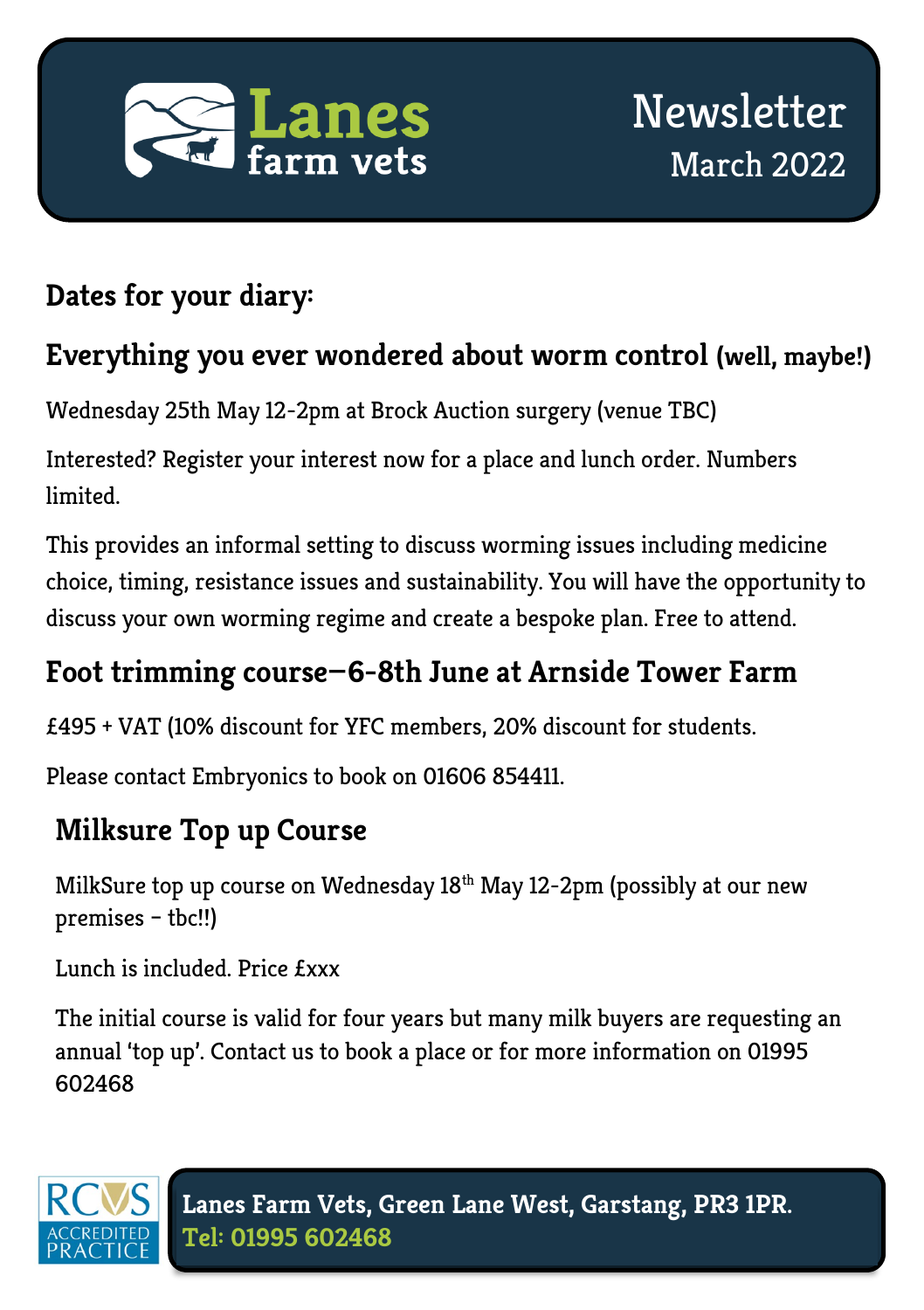# Lanes farm vets

Newsletter

March 2022

## Dates for your diary:

### Everything you ever wondered about worm control (well, maybe!)

Wednesday 25th May 12-2pm at Brock Auction surgery (venue TBC)

Interested? Register your interest now for a place and lunch order. Numbers limited.

This provides an informal setting to discuss worming issues including medicine choice, timing, resistance issues and sustainability. You will have the opportunity to discuss your own worming regime and create a bespoke plan. Free to attend.

### Foot trimming course—6-8th June at Arnside Tower Farm

£495 + VAT (10% discount for YFC members, 20% discount for students.

Please contact Embryonics to book on 01606 854411.

### Milksure Top up Course

MilkSure top up course on Wednesday 18th May 12-2pm (possibly at our new premises – tbc!!)

Lunch is included. Price £xxx

The initial course is valid for four years but many milk buyers are requesting an annual 'top up'. Contact us to book a place or for more information on 01995 602468

RCVS ACCREDITED PRACTICE

**Lanes Farm Vets, Green Lane West, Garstang, PR3 1PR.**
**Tel: 01995 602468**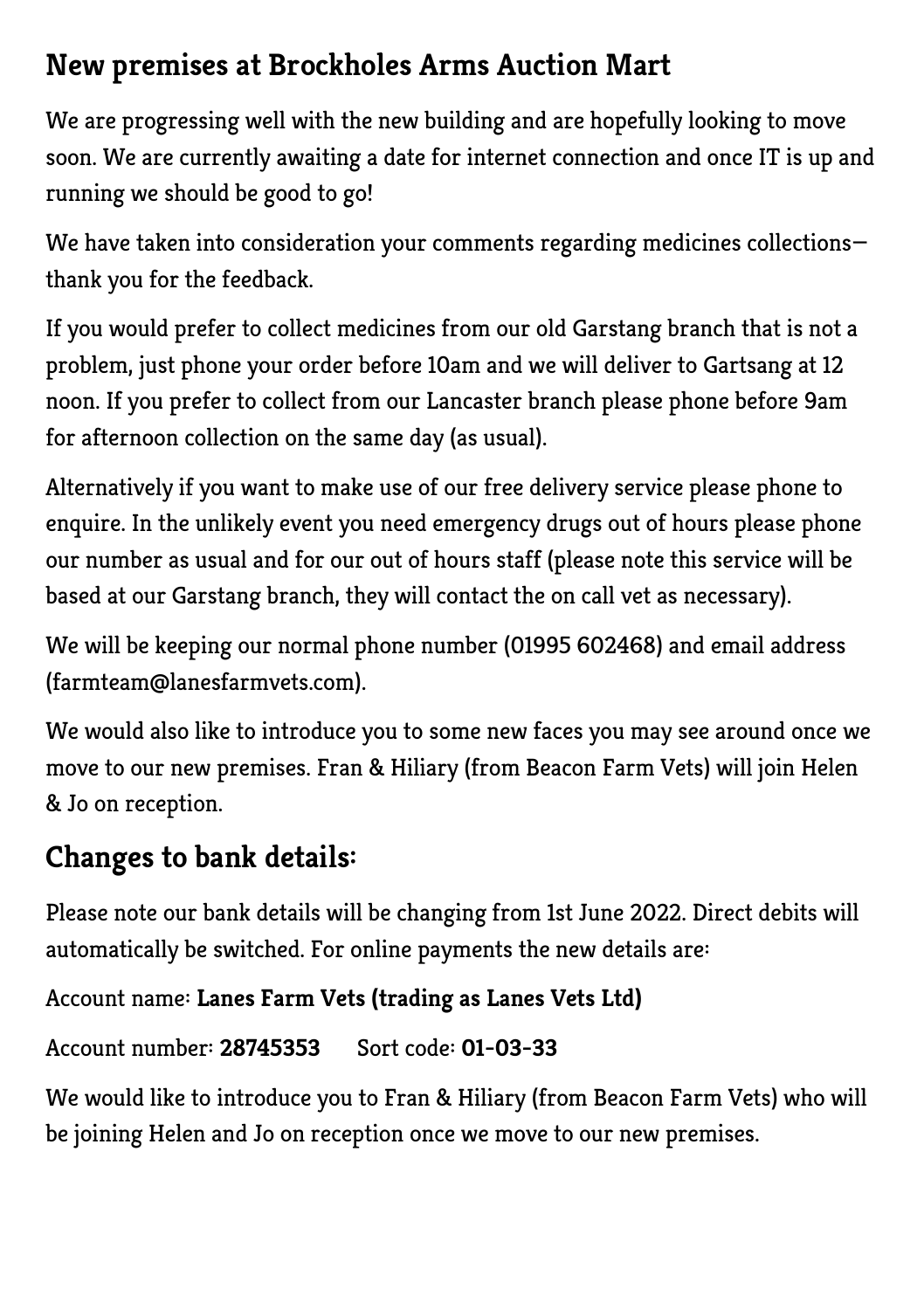## New premises at Brockholes Arms Auction Mart

We are progressing well with the new building and are hopefully looking to move soon. We are currently awaiting a date for internet connection and once IT is up and running we should be good to go!

We have taken into consideration your comments regarding medicines collections—thank you for the feedback.

If you would prefer to collect medicines from our old Garstang branch that is not a problem, just phone your order before 10am and we will deliver to Gartsang at 12 noon. If you prefer to collect from our Lancaster branch please phone before 9am for afternoon collection on the same day (as usual).

Alternatively if you want to make use of our free delivery service please phone to enquire. In the unlikely event you need emergency drugs out of hours please phone our number as usual and for our out of hours staff (please note this service will be based at our Garstang branch, they will contact the on call vet as necessary).

We will be keeping our normal phone number (01995 602468) and email address (farmteam@lanesfarmvets.com).

We would also like to introduce you to some new faces you may see around once we move to our new premises. Fran & Hiliary (from Beacon Farm Vets) will join Helen & Jo on reception.

## Changes to bank details:

Please note our bank details will be changing from 1st June 2022. Direct debits will automatically be switched. For online payments the new details are:

Account name: **Lanes Farm Vets (trading as Lanes Vets Ltd)**

Account number: **28745353** Sort code: **01-03-33**

We would like to introduce you to Fran & Hiliary (from Beacon Farm Vets) who will be joining Helen and Jo on reception once we move to our new premises.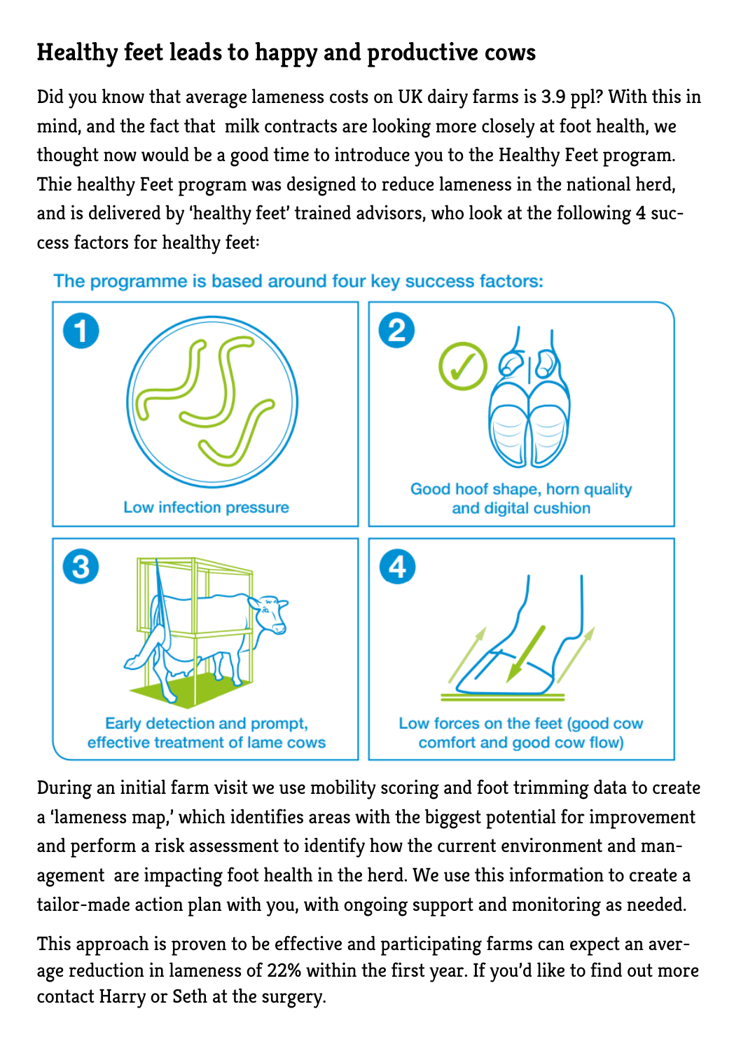## Healthy feet leads to happy and productive cows

Did you know that average lameness costs on UK dairy farms is 3.9 ppl? With this in mind, and the fact that milk contracts are looking more closely at foot health, we thought now would be a good time to introduce you to the Healthy Feet program. Thie healthy Feet program was designed to reduce lameness in the national herd, and is delivered by 'healthy feet' trained advisors, who look at the following 4 success factors for healthy feet:

The programme is based around four key success factors:

1. Low infection pressure
2. Good hoof shape, horn quality and digital cushion
3. Early detection and prompt, effective treatment of lame cows
4. Low forces on the feet (good cow comfort and good cow flow)

During an initial farm visit we use mobility scoring and foot trimming data to create a 'lameness map,' which identifies areas with the biggest potential for improvement and perform a risk assessment to identify how the current environment and management are impacting foot health in the herd. We use this information to create a tailor-made action plan with you, with ongoing support and monitoring as needed.

This approach is proven to be effective and participating farms can expect an average reduction in lameness of 22% within the first year. If you'd like to find out more contact Harry or Seth at the surgery.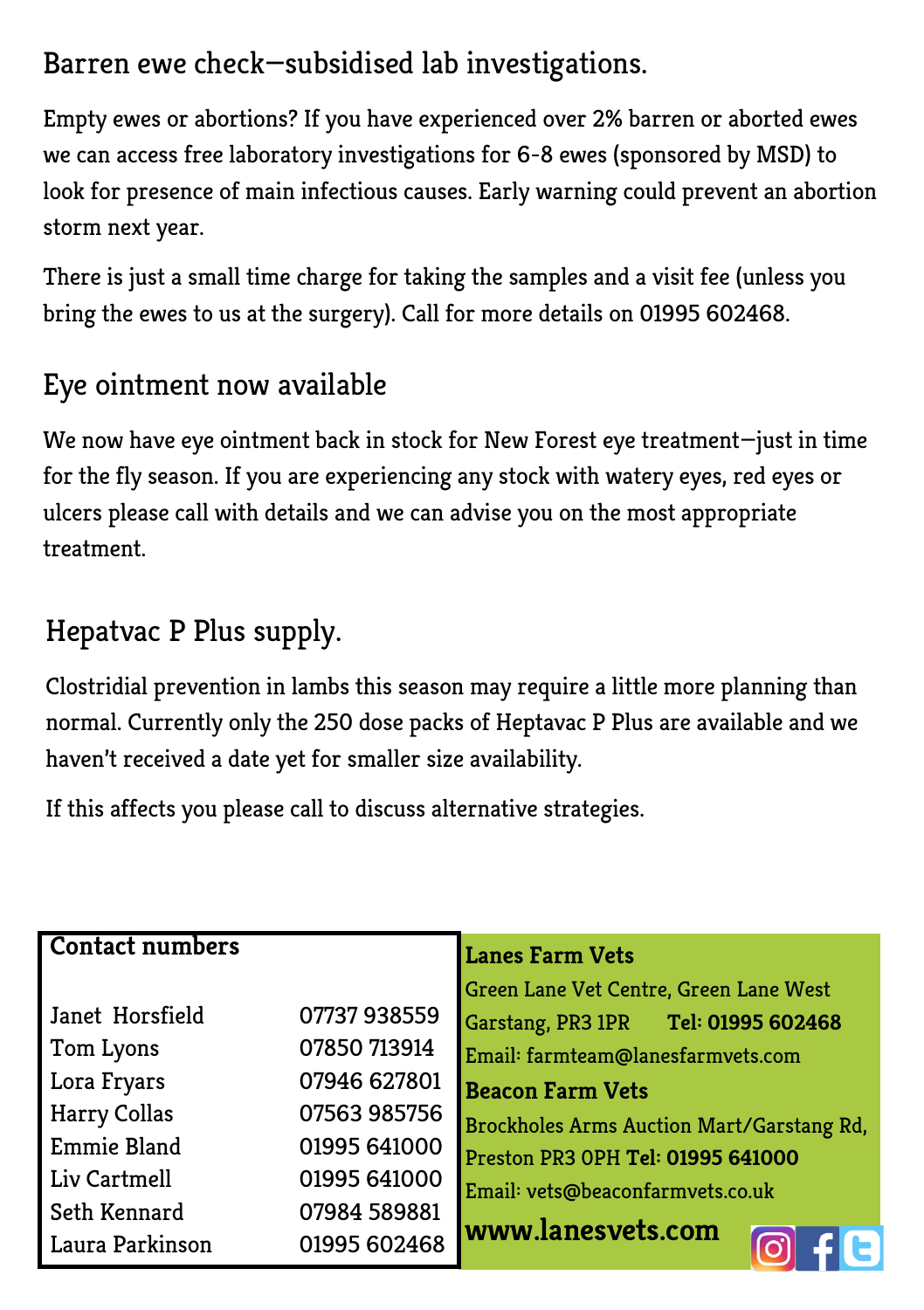## Barren ewe check—subsidised lab investigations.

Empty ewes or abortions? If you have experienced over 2% barren or aborted ewes we can access free laboratory investigations for 6-8 ewes (sponsored by MSD) to look for presence of main infectious causes. Early warning could prevent an abortion storm next year.

There is just a small time charge for taking the samples and a visit fee (unless you bring the ewes to us at the surgery). Call for more details on 01995 602468.

## Eye ointment now available

We now have eye ointment back in stock for New Forest eye treatment—just in time for the fly season. If you are experiencing any stock with watery eyes, red eyes or ulcers please call with details and we can advise you on the most appropriate treatment.

## Hepatvac P Plus supply.

Clostridial prevention in lambs this season may require a little more planning than normal. Currently only the 250 dose packs of Heptavac P Plus are available and we haven't received a date yet for smaller size availability.

If this affects you please call to discuss alternative strategies.

**Contact numbers**

| | |
|---|---|
| Janet Horsfield | 07737 938559 |
| Tom Lyons | 07850 713914 |
| Lora Fryars | 07946 627801 |
| Harry Collas | 07563 985756 |
| Emmie Bland | 01995 641000 |
| Liv Cartmell | 01995 641000 |
| Seth Kennard | 07984 589881 |
| Laura Parkinson | 01995 602468 |

**Lanes Farm Vets**
Green Lane Vet Centre, Green Lane West
Garstang, PR3 1PR **Tel: 01995 602468**
Email: farmteam@lanesfarmvets.com

**Beacon Farm Vets**
Brockholes Arms Auction Mart/Garstang Rd,
Preston PR3 0PH **Tel: 01995 641000**
Email: vets@beaconfarmvets.co.uk

**www.lanesvets.com**